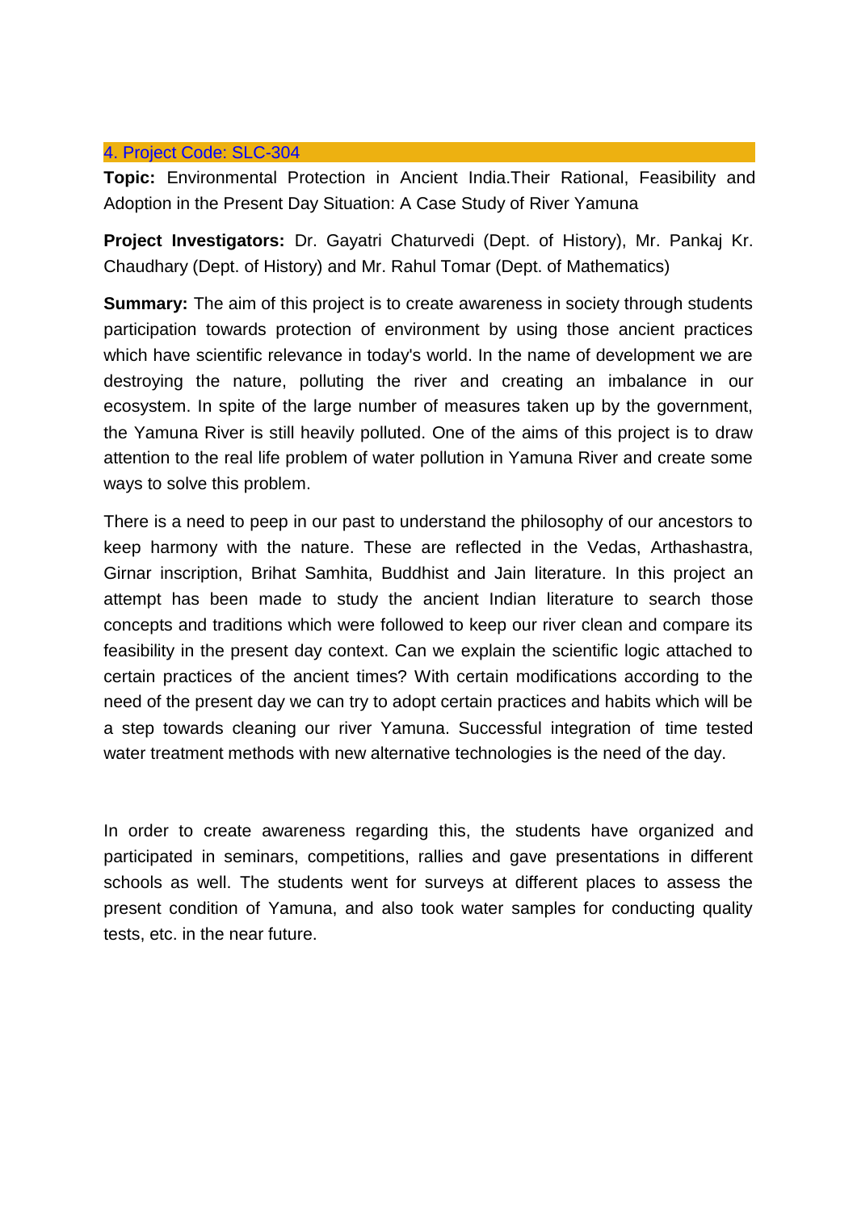## 4. Project Code: SLC-304

**Topic:** Environmental Protection in Ancient India.Their Rational, Feasibility and Adoption in the Present Day Situation: A Case Study of River Yamuna

**Project Investigators:** Dr. Gayatri Chaturvedi (Dept. of History), Mr. Pankaj Kr. Chaudhary (Dept. of History) and Mr. Rahul Tomar (Dept. of Mathematics)

**Summary:** The aim of this project is to create awareness in society through students participation towards protection of environment by using those ancient practices which have scientific relevance in today's world. In the name of development we are destroying the nature, polluting the river and creating an imbalance in our ecosystem. In spite of the large number of measures taken up by the government, the Yamuna River is still heavily polluted. One of the aims of this project is to draw attention to the real life problem of water pollution in Yamuna River and create some ways to solve this problem.

There is a need to peep in our past to understand the philosophy of our ancestors to keep harmony with the nature. These are reflected in the Vedas, Arthashastra, Girnar inscription, Brihat Samhita, Buddhist and Jain literature. In this project an attempt has been made to study the ancient Indian literature to search those concepts and traditions which were followed to keep our river clean and compare its feasibility in the present day context. Can we explain the scientific logic attached to certain practices of the ancient times? With certain modifications according to the need of the present day we can try to adopt certain practices and habits which will be a step towards cleaning our river Yamuna. Successful integration of time tested water treatment methods with new alternative technologies is the need of the day.

In order to create awareness regarding this, the students have organized and participated in seminars, competitions, rallies and gave presentations in different schools as well. The students went for surveys at different places to assess the present condition of Yamuna, and also took water samples for conducting quality tests, etc. in the near future.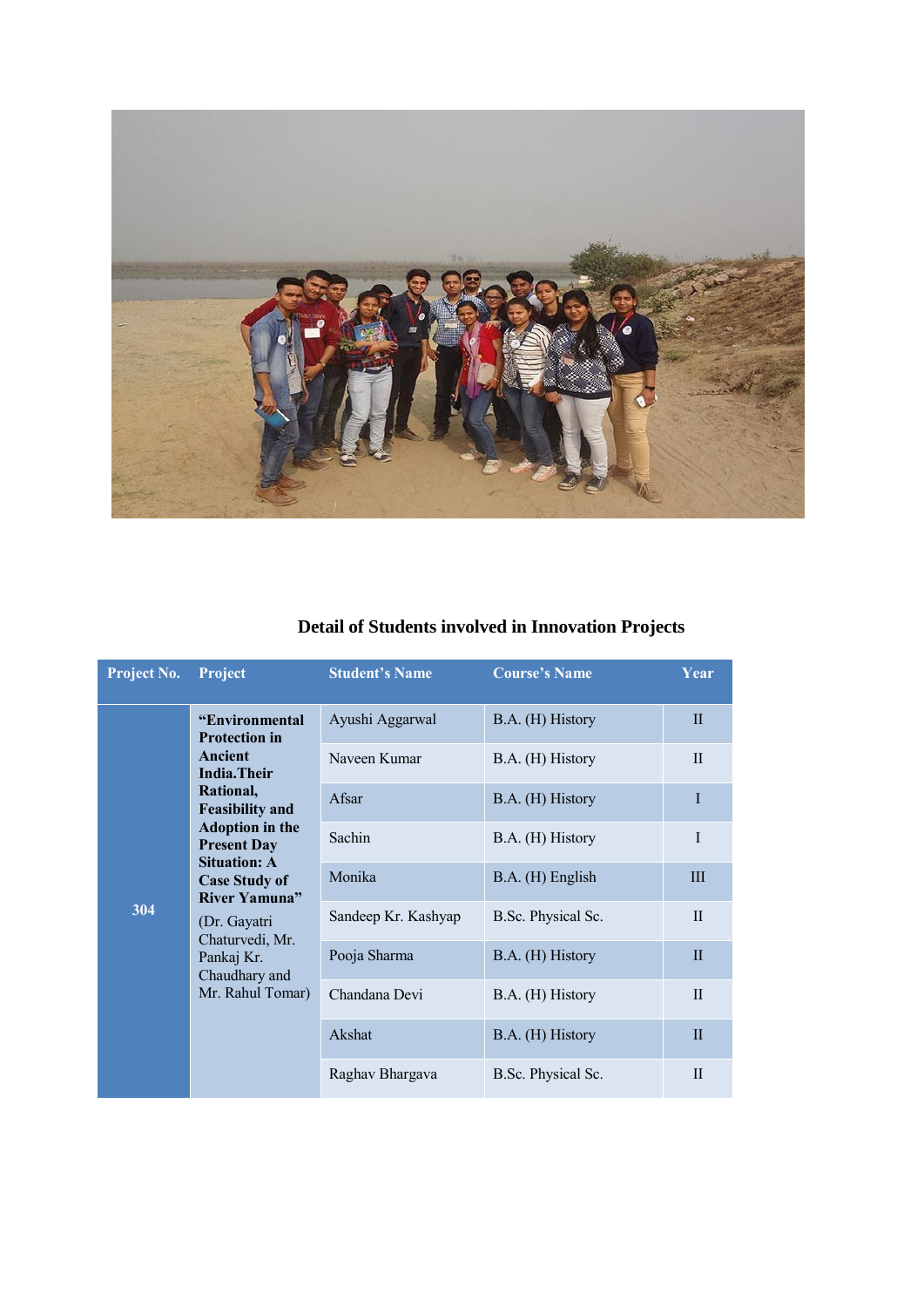## Detail of Students involved in Innovation Projects

| Project No. | Project | Student's Name | Course's Name | Year |
|---|---|---|---|---|
| 304 | **"Environmental Protection in Ancient India.Their Rational, Feasibility and Adoption in the Present Day Situation: A Case Study of River Yamuna"** (Dr. Gayatri Chaturvedi, Mr. Pankaj Kr. Chaudhary and Mr. Rahul Tomar) | Ayushi Aggarwal | B.A. (H) History | II |
| | | Naveen Kumar | B.A. (H) History | II |
| | | Afsar | B.A. (H) History | I |
| | | Sachin | B.A. (H) History | I |
| | | Monika | B.A. (H) English | III |
| | | Sandeep Kr. Kashyap | B.Sc. Physical Sc. | II |
| | | Pooja Sharma | B.A. (H) History | II |
| | | Chandana Devi | B.A. (H) History | II |
| | | Akshat | B.A. (H) History | II |
| | | Raghav Bhargava | B.Sc. Physical Sc. | II |